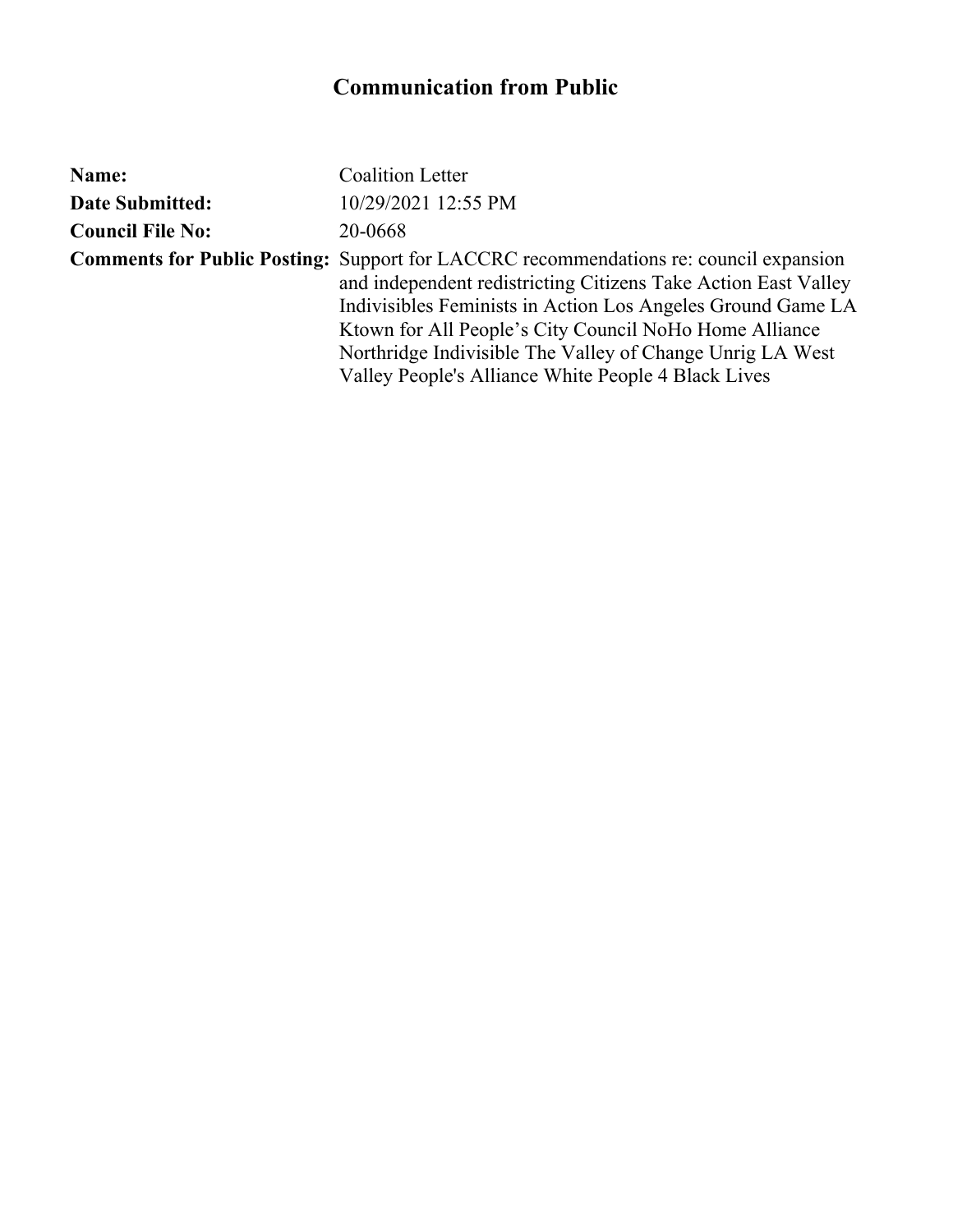# Communication from Public

| | |
|---|---|
| **Name:** | Coalition Letter |
| **Date Submitted:** | 10/29/2021 12:55 PM |
| **Council File No:** | 20-0668 |
| **Comments for Public Posting:** | Support for LACCRC recommendations re: council expansion and independent redistricting Citizens Take Action East Valley Indivisibles Feminists in Action Los Angeles Ground Game LA Ktown for All People's City Council NoHo Home Alliance Northridge Indivisible The Valley of Change Unrig LA West Valley People's Alliance White People 4 Black Lives |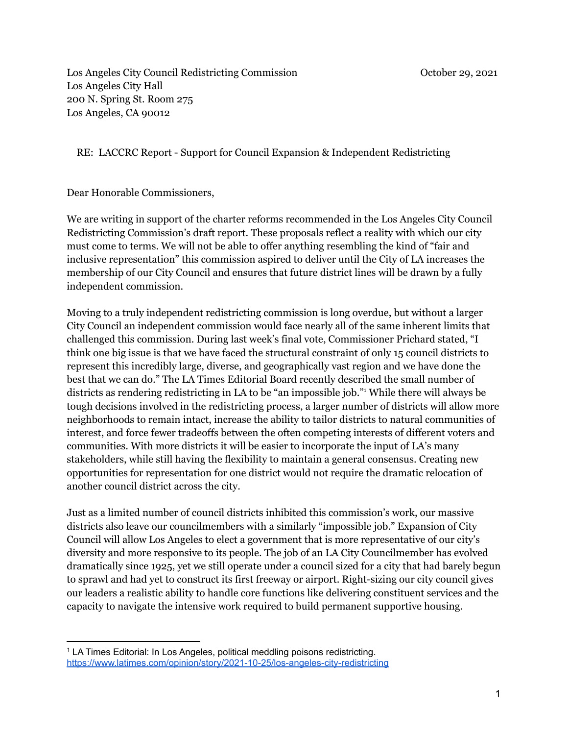Los Angeles City Council Redistricting Commission
Los Angeles City Hall
200 N. Spring St. Room 275
Los Angeles, CA 90012

October 29, 2021

RE: LACCRC Report - Support for Council Expansion & Independent Redistricting

Dear Honorable Commissioners,

We are writing in support of the charter reforms recommended in the Los Angeles City Council Redistricting Commission's draft report. These proposals reflect a reality with which our city must come to terms. We will not be able to offer anything resembling the kind of "fair and inclusive representation" this commission aspired to deliver until the City of LA increases the membership of our City Council and ensures that future district lines will be drawn by a fully independent commission.

Moving to a truly independent redistricting commission is long overdue, but without a larger City Council an independent commission would face nearly all of the same inherent limits that challenged this commission. During last week's final vote, Commissioner Prichard stated, "I think one big issue is that we have faced the structural constraint of only 15 council districts to represent this incredibly large, diverse, and geographically vast region and we have done the best that we can do." The LA Times Editorial Board recently described the small number of districts as rendering redistricting in LA to be "an impossible job."[1] While there will always be tough decisions involved in the redistricting process, a larger number of districts will allow more neighborhoods to remain intact, increase the ability to tailor districts to natural communities of interest, and force fewer tradeoffs between the often competing interests of different voters and communities. With more districts it will be easier to incorporate the input of LA's many stakeholders, while still having the flexibility to maintain a general consensus. Creating new opportunities for representation for one district would not require the dramatic relocation of another council district across the city.

Just as a limited number of council districts inhibited this commission's work, our massive districts also leave our councilmembers with a similarly "impossible job." Expansion of City Council will allow Los Angeles to elect a government that is more representative of our city's diversity and more responsive to its people. The job of an LA City Councilmember has evolved dramatically since 1925, yet we still operate under a council sized for a city that had barely begun to sprawl and had yet to construct its first freeway or airport. Right-sizing our city council gives our leaders a realistic ability to handle core functions like delivering constituent services and the capacity to navigate the intensive work required to build permanent supportive housing.

---

[1] LA Times Editorial: In Los Angeles, political meddling poisons redistricting. https://www.latimes.com/opinion/story/2021-10-25/los-angeles-city-redistricting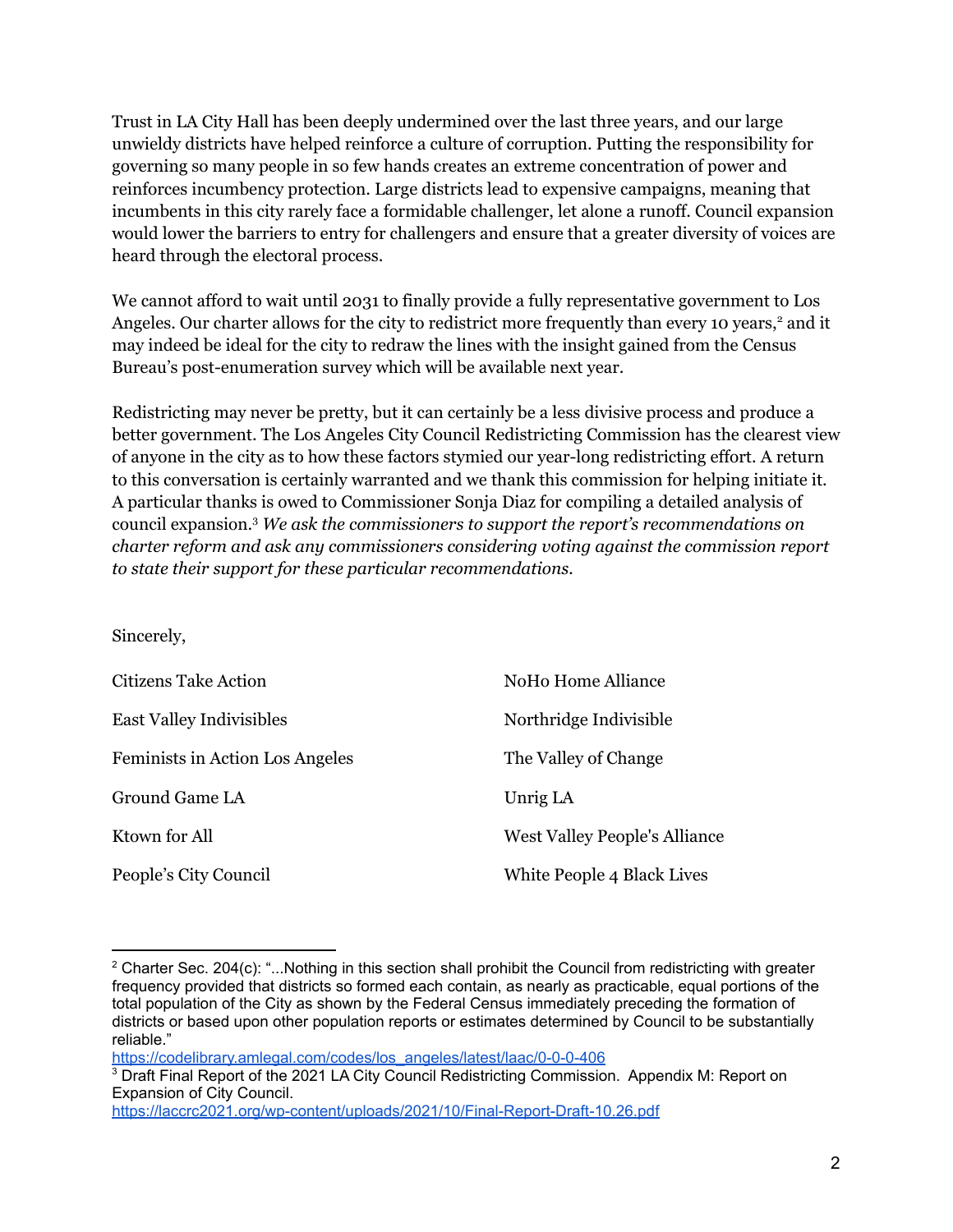Trust in LA City Hall has been deeply undermined over the last three years, and our large unwieldy districts have helped reinforce a culture of corruption. Putting the responsibility for governing so many people in so few hands creates an extreme concentration of power and reinforces incumbency protection. Large districts lead to expensive campaigns, meaning that incumbents in this city rarely face a formidable challenger, let alone a runoff. Council expansion would lower the barriers to entry for challengers and ensure that a greater diversity of voices are heard through the electoral process.

We cannot afford to wait until 2031 to finally provide a fully representative government to Los Angeles. Our charter allows for the city to redistrict more frequently than every 10 years,[2] and it may indeed be ideal for the city to redraw the lines with the insight gained from the Census Bureau's post-enumeration survey which will be available next year.

Redistricting may never be pretty, but it can certainly be a less divisive process and produce a better government. The Los Angeles City Council Redistricting Commission has the clearest view of anyone in the city as to how these factors stymied our year-long redistricting effort. A return to this conversation is certainly warranted and we thank this commission for helping initiate it. A particular thanks is owed to Commissioner Sonja Diaz for compiling a detailed analysis of council expansion.[3] *We ask the commissioners to support the report's recommendations on charter reform and ask any commissioners considering voting against the commission report to state their support for these particular recommendations.*

Sincerely,

Citizens Take Action

East Valley Indivisibles

Feminists in Action Los Angeles

Ground Game LA

Ktown for All

People's City Council

NoHo Home Alliance

Northridge Indivisible

The Valley of Change

Unrig LA

West Valley People's Alliance

White People 4 Black Lives

---

[2] Charter Sec. 204(c): "...Nothing in this section shall prohibit the Council from redistricting with greater frequency provided that districts so formed each contain, as nearly as practicable, equal portions of the total population of the City as shown by the Federal Census immediately preceding the formation of districts or based upon other population reports or estimates determined by Council to be substantially reliable."
https://codelibrary.amlegal.com/codes/los_angeles/latest/laac/0-0-0-406

[3] Draft Final Report of the 2021 LA City Council Redistricting Commission. Appendix M: Report on Expansion of City Council.
https://laccrc2021.org/wp-content/uploads/2021/10/Final-Report-Draft-10.26.pdf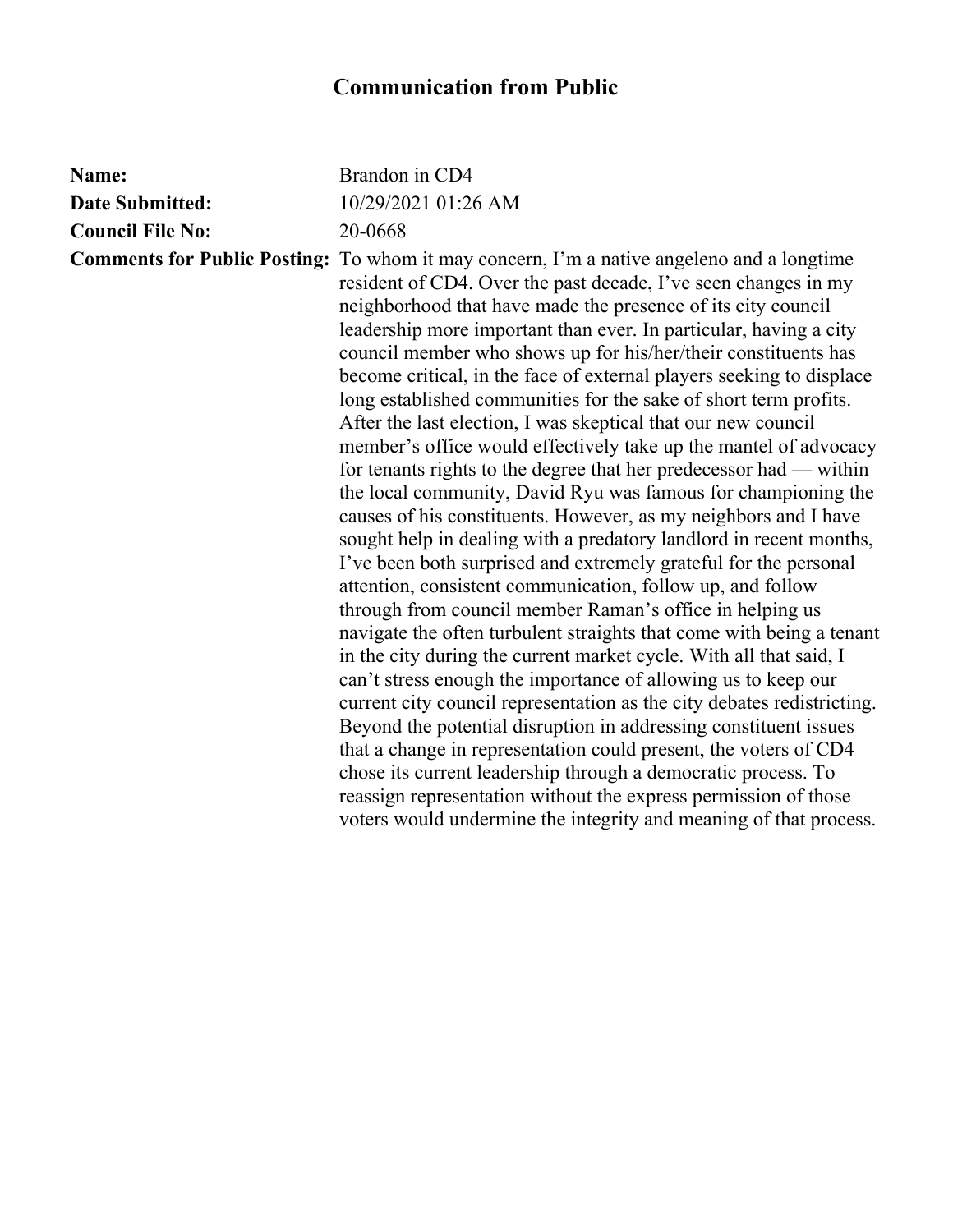## Communication from Public

**Name:** Brandon in CD4

**Date Submitted:** 10/29/2021 01:26 AM

**Council File No:** 20-0668

**Comments for Public Posting:** To whom it may concern, I'm a native angeleno and a longtime resident of CD4. Over the past decade, I've seen changes in my neighborhood that have made the presence of its city council leadership more important than ever. In particular, having a city council member who shows up for his/her/their constituents has become critical, in the face of external players seeking to displace long established communities for the sake of short term profits. After the last election, I was skeptical that our new council member's office would effectively take up the mantel of advocacy for tenants rights to the degree that her predecessor had — within the local community, David Ryu was famous for championing the causes of his constituents. However, as my neighbors and I have sought help in dealing with a predatory landlord in recent months, I've been both surprised and extremely grateful for the personal attention, consistent communication, follow up, and follow through from council member Raman's office in helping us navigate the often turbulent straights that come with being a tenant in the city during the current market cycle. With all that said, I can't stress enough the importance of allowing us to keep our current city council representation as the city debates redistricting. Beyond the potential disruption in addressing constituent issues that a change in representation could present, the voters of CD4 chose its current leadership through a democratic process. To reassign representation without the express permission of those voters would undermine the integrity and meaning of that process.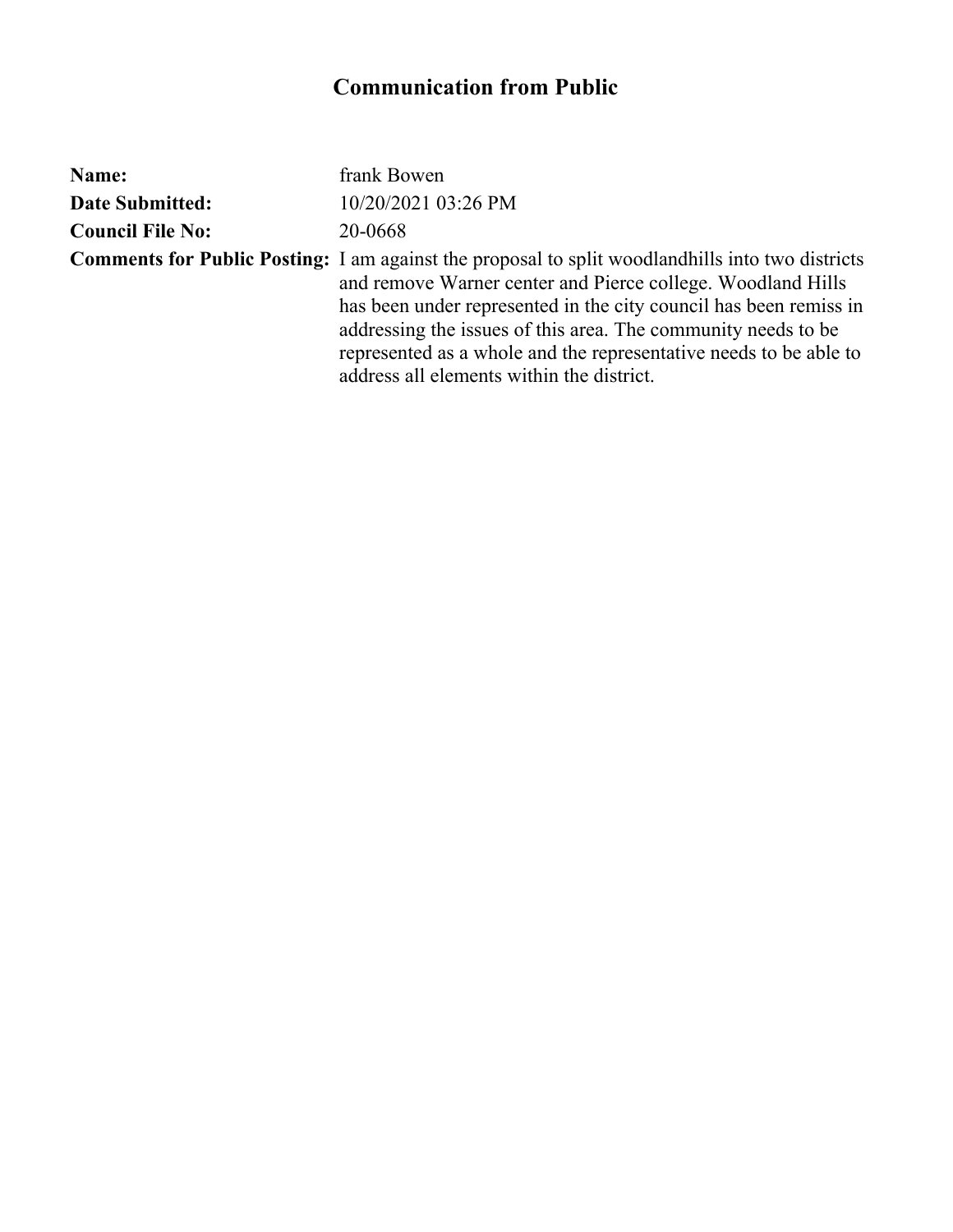# Communication from Public

**Name:** frank Bowen

**Date Submitted:** 10/20/2021 03:26 PM

**Council File No:** 20-0668

**Comments for Public Posting:** I am against the proposal to split woodlandhills into two districts and remove Warner center and Pierce college. Woodland Hills has been under represented in the city council has been remiss in addressing the issues of this area. The community needs to be represented as a whole and the representative needs to be able to address all elements within the district.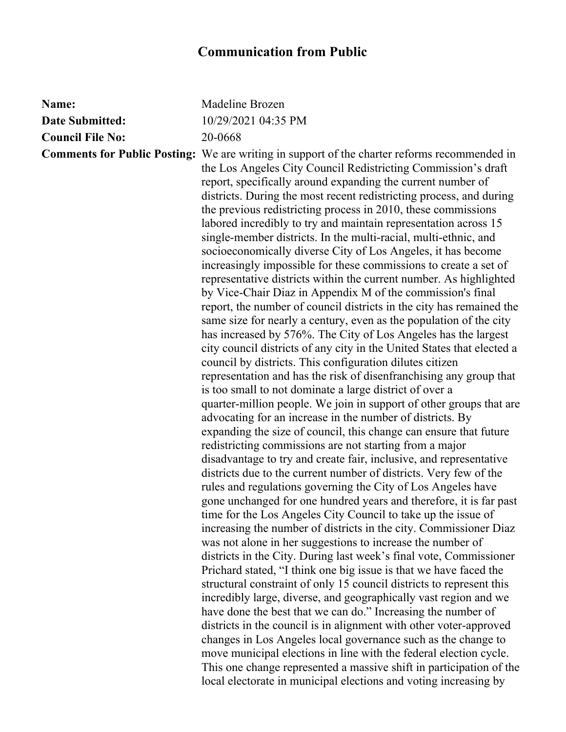# Communication from Public

**Name:** Madeline Brozen

**Date Submitted:** 10/29/2021 04:35 PM

**Council File No:** 20-0668

**Comments for Public Posting:** We are writing in support of the charter reforms recommended in the Los Angeles City Council Redistricting Commission's draft report, specifically around expanding the current number of districts. During the most recent redistricting process, and during the previous redistricting process in 2010, these commissions labored incredibly to try and maintain representation across 15 single-member districts. In the multi-racial, multi-ethnic, and socioeconomically diverse City of Los Angeles, it has become increasingly impossible for these commissions to create a set of representative districts within the current number. As highlighted by Vice-Chair Diaz in Appendix M of the commission's final report, the number of council districts in the city has remained the same size for nearly a century, even as the population of the city has increased by 576%. The City of Los Angeles has the largest city council districts of any city in the United States that elected a council by districts. This configuration dilutes citizen representation and has the risk of disenfranchising any group that is too small to not dominate a large district of over a quarter-million people. We join in support of other groups that are advocating for an increase in the number of districts. By expanding the size of council, this change can ensure that future redistricting commissions are not starting from a major disadvantage to try and create fair, inclusive, and representative districts due to the current number of districts. Very few of the rules and regulations governing the City of Los Angeles have gone unchanged for one hundred years and therefore, it is far past time for the Los Angeles City Council to take up the issue of increasing the number of districts in the city. Commissioner Diaz was not alone in her suggestions to increase the number of districts in the City. During last week's final vote, Commissioner Prichard stated, "I think one big issue is that we have faced the structural constraint of only 15 council districts to represent this incredibly large, diverse, and geographically vast region and we have done the best that we can do." Increasing the number of districts in the council is in alignment with other voter-approved changes in Los Angeles local governance such as the change to move municipal elections in line with the federal election cycle. This one change represented a massive shift in participation of the local electorate in municipal elections and voting increasing by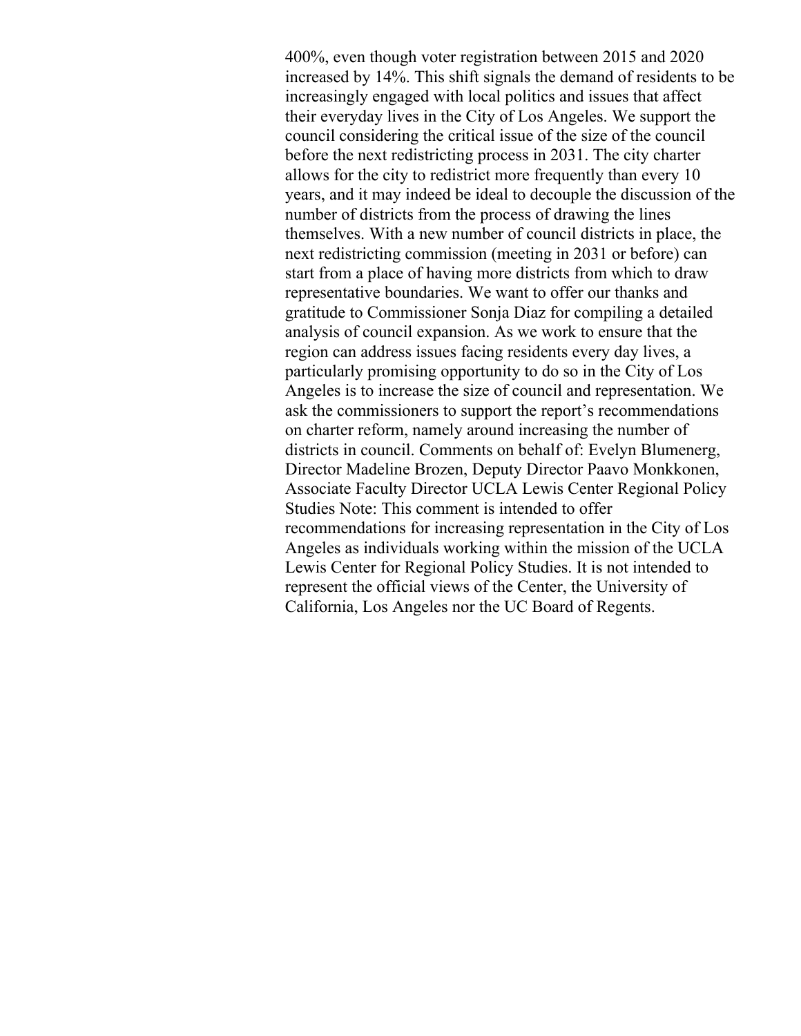400%, even though voter registration between 2015 and 2020 increased by 14%. This shift signals the demand of residents to be increasingly engaged with local politics and issues that affect their everyday lives in the City of Los Angeles. We support the council considering the critical issue of the size of the council before the next redistricting process in 2031. The city charter allows for the city to redistrict more frequently than every 10 years, and it may indeed be ideal to decouple the discussion of the number of districts from the process of drawing the lines themselves. With a new number of council districts in place, the next redistricting commission (meeting in 2031 or before) can start from a place of having more districts from which to draw representative boundaries. We want to offer our thanks and gratitude to Commissioner Sonja Diaz for compiling a detailed analysis of council expansion. As we work to ensure that the region can address issues facing residents every day lives, a particularly promising opportunity to do so in the City of Los Angeles is to increase the size of council and representation. We ask the commissioners to support the report's recommendations on charter reform, namely around increasing the number of districts in council. Comments on behalf of: Evelyn Blumenerg, Director Madeline Brozen, Deputy Director Paavo Monkkonen, Associate Faculty Director UCLA Lewis Center Regional Policy Studies Note: This comment is intended to offer recommendations for increasing representation in the City of Los Angeles as individuals working within the mission of the UCLA Lewis Center for Regional Policy Studies. It is not intended to represent the official views of the Center, the University of California, Los Angeles nor the UC Board of Regents.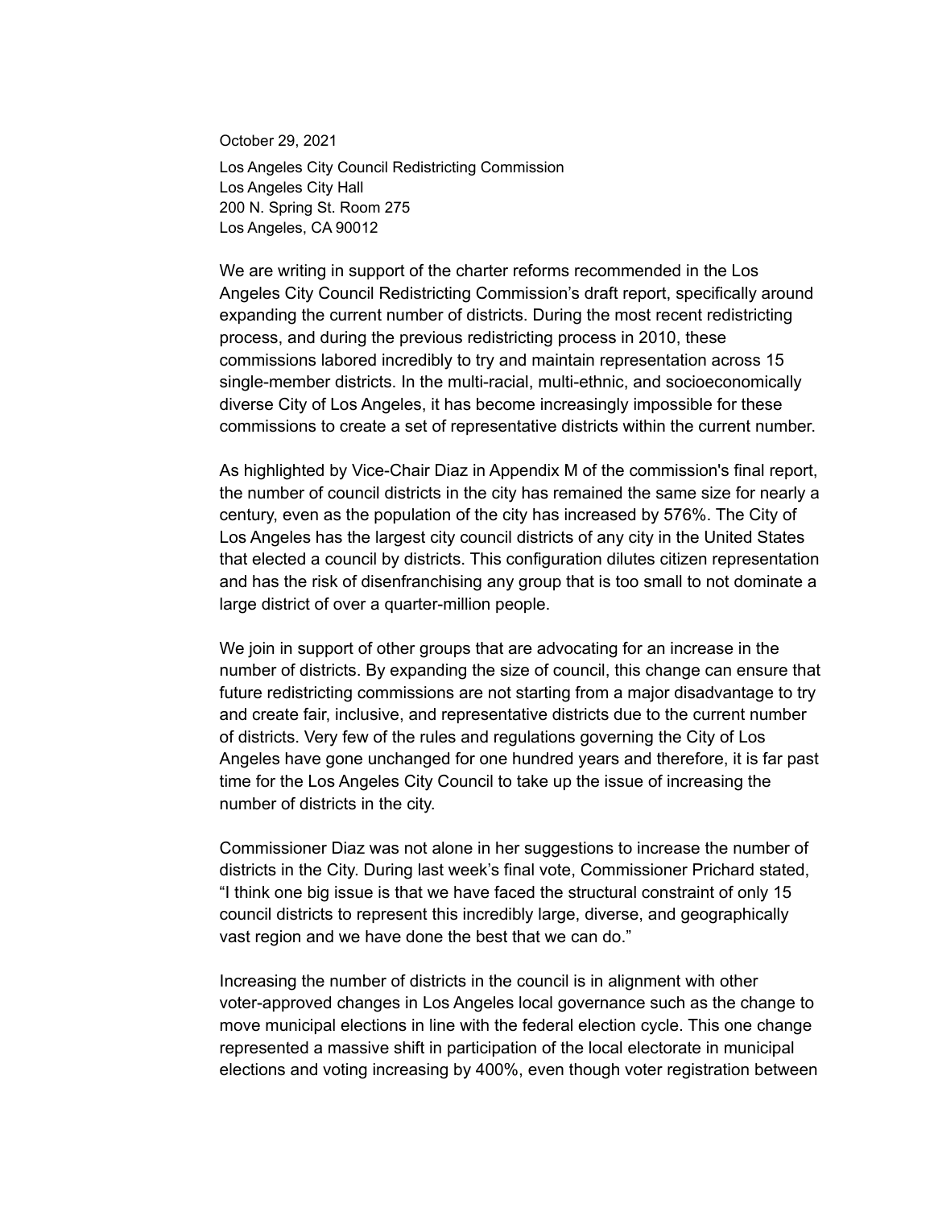October 29, 2021

Los Angeles City Council Redistricting Commission
Los Angeles City Hall
200 N. Spring St. Room 275
Los Angeles, CA 90012

We are writing in support of the charter reforms recommended in the Los Angeles City Council Redistricting Commission's draft report, specifically around expanding the current number of districts. During the most recent redistricting process, and during the previous redistricting process in 2010, these commissions labored incredibly to try and maintain representation across 15 single-member districts. In the multi-racial, multi-ethnic, and socioeconomically diverse City of Los Angeles, it has become increasingly impossible for these commissions to create a set of representative districts within the current number.

As highlighted by Vice-Chair Diaz in Appendix M of the commission's final report, the number of council districts in the city has remained the same size for nearly a century, even as the population of the city has increased by 576%. The City of Los Angeles has the largest city council districts of any city in the United States that elected a council by districts. This configuration dilutes citizen representation and has the risk of disenfranchising any group that is too small to not dominate a large district of over a quarter-million people.

We join in support of other groups that are advocating for an increase in the number of districts. By expanding the size of council, this change can ensure that future redistricting commissions are not starting from a major disadvantage to try and create fair, inclusive, and representative districts due to the current number of districts. Very few of the rules and regulations governing the City of Los Angeles have gone unchanged for one hundred years and therefore, it is far past time for the Los Angeles City Council to take up the issue of increasing the number of districts in the city.

Commissioner Diaz was not alone in her suggestions to increase the number of districts in the City. During last week's final vote, Commissioner Prichard stated, "I think one big issue is that we have faced the structural constraint of only 15 council districts to represent this incredibly large, diverse, and geographically vast region and we have done the best that we can do."

Increasing the number of districts in the council is in alignment with other voter-approved changes in Los Angeles local governance such as the change to move municipal elections in line with the federal election cycle. This one change represented a massive shift in participation of the local electorate in municipal elections and voting increasing by 400%, even though voter registration between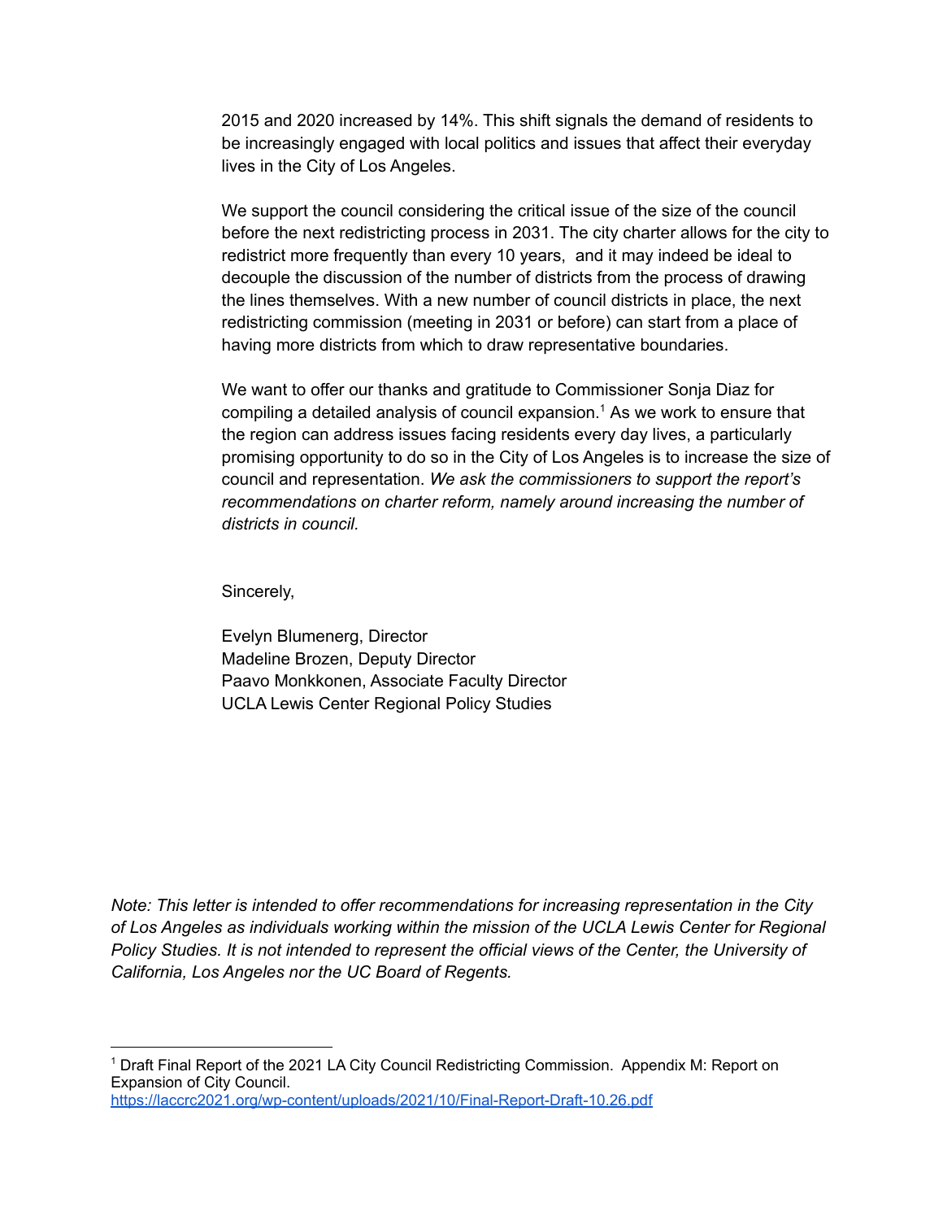2015 and 2020 increased by 14%. This shift signals the demand of residents to be increasingly engaged with local politics and issues that affect their everyday lives in the City of Los Angeles.

We support the council considering the critical issue of the size of the council before the next redistricting process in 2031. The city charter allows for the city to redistrict more frequently than every 10 years, and it may indeed be ideal to decouple the discussion of the number of districts from the process of drawing the lines themselves. With a new number of council districts in place, the next redistricting commission (meeting in 2031 or before) can start from a place of having more districts from which to draw representative boundaries.

We want to offer our thanks and gratitude to Commissioner Sonja Diaz for compiling a detailed analysis of council expansion.[1] As we work to ensure that the region can address issues facing residents every day lives, a particularly promising opportunity to do so in the City of Los Angeles is to increase the size of council and representation. *We ask the commissioners to support the report's recommendations on charter reform, namely around increasing the number of districts in council.*

Sincerely,

Evelyn Blumenerg, Director
Madeline Brozen, Deputy Director
Paavo Monkkonen, Associate Faculty Director
UCLA Lewis Center Regional Policy Studies

*Note: This letter is intended to offer recommendations for increasing representation in the City of Los Angeles as individuals working within the mission of the UCLA Lewis Center for Regional Policy Studies. It is not intended to represent the official views of the Center, the University of California, Los Angeles nor the UC Board of Regents.*

---

[1] Draft Final Report of the 2021 LA City Council Redistricting Commission. Appendix M: Report on Expansion of City Council.
https://laccrc2021.org/wp-content/uploads/2021/10/Final-Report-Draft-10.26.pdf